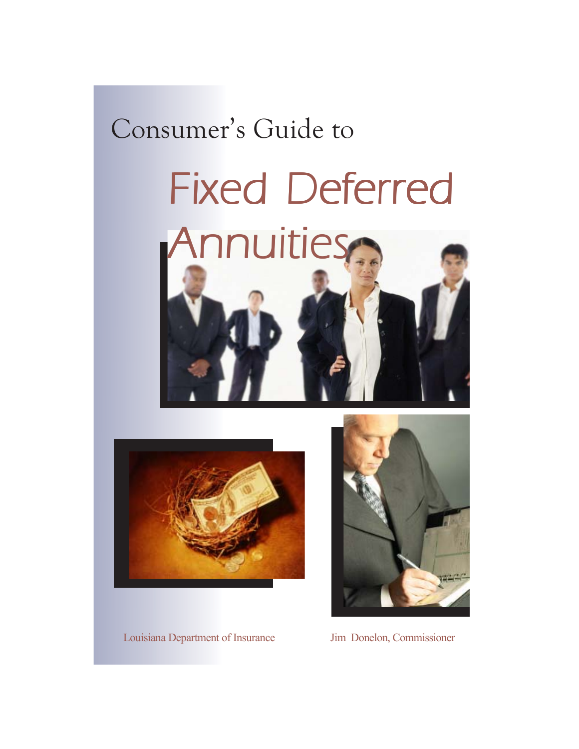Consumer's Guide to

# Fixed Deferred Annuities

Louisiana Department of Insurance

Jim Donelon, Commissioner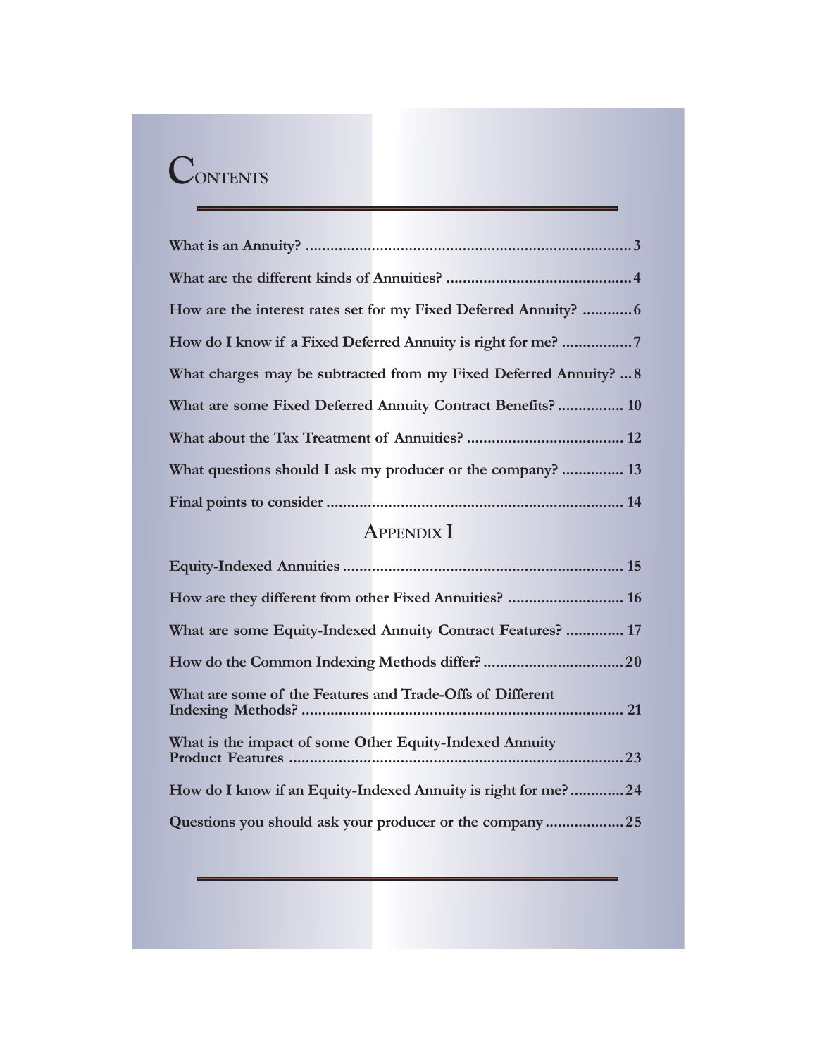# Contents

What is an Annuity? ........................................................................... 3

What are the different kinds of Annuities? ........................................... 4

How are the interest rates set for my Fixed Deferred Annuity? ........... 6

How do I know if a Fixed Deferred Annuity is right for me? ................. 7

What charges may be subtracted from my Fixed Deferred Annuity? ... 8

What are some Fixed Deferred Annuity Contract Benefits? ............... 10

What about the Tax Treatment of Annuities? ..................................... 12

What questions should I ask my producer or the company? ............... 13

Final points to consider ..................................................................... 14

## Appendix I

Equity-Indexed Annuities ................................................................... 15

How are they different from other Fixed Annuities? ........................... 16

What are some Equity-Indexed Annuity Contract Features? ............. 17

How do the Common Indexing Methods differ? ................................. 20

What are some of the Features and Trade-Offs of Different Indexing Methods? ........................................................................... 21

What is the impact of some Other Equity-Indexed Annuity Product Features ............................................................................... 23

How do I know if an Equity-Indexed Annuity is right for me? ............ 24

Questions you should ask your producer or the company .................. 25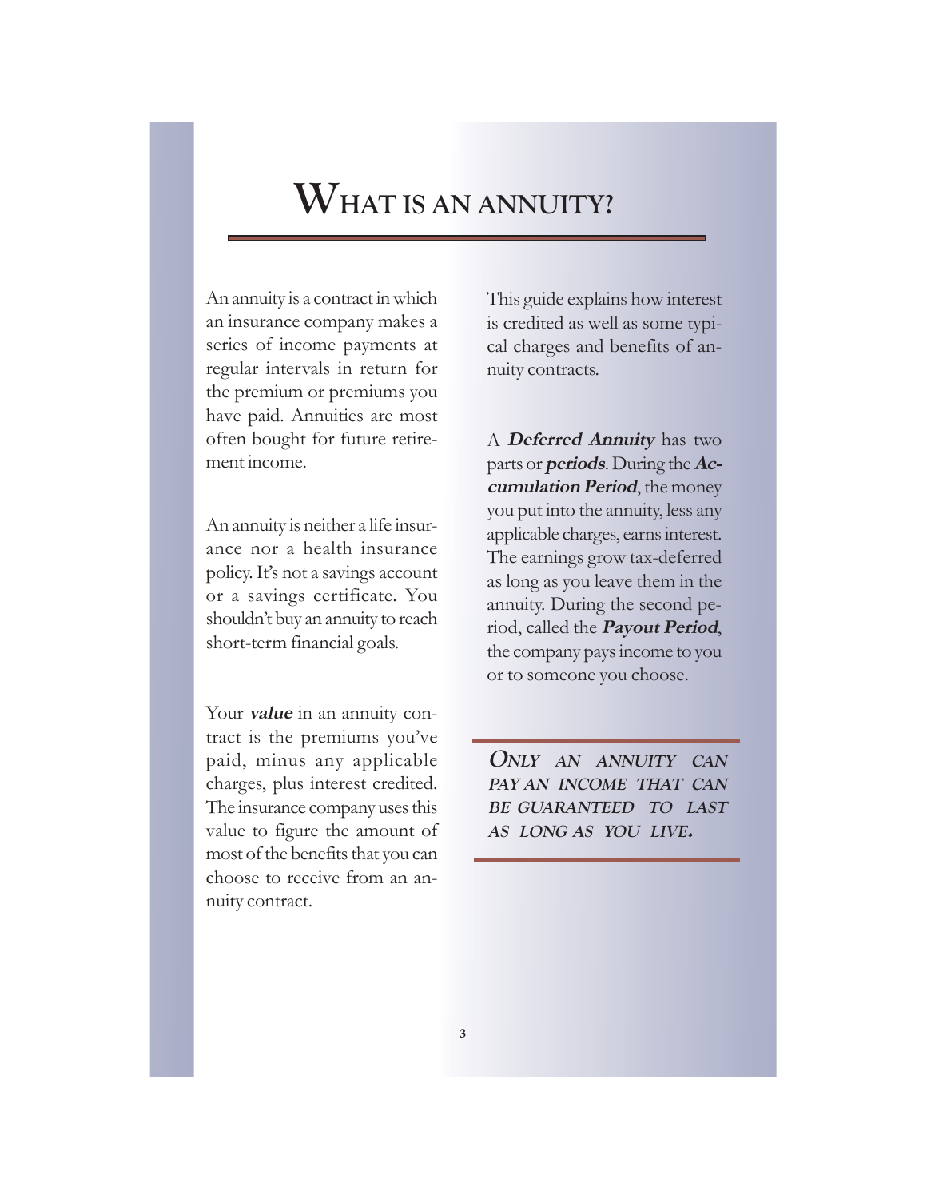# WHAT IS AN ANNUITY?

An annuity is a contract in which an insurance company makes a series of income payments at regular intervals in return for the premium or premiums you have paid. Annuities are most often bought for future retirement income.

An annuity is neither a life insurance nor a health insurance policy. It's not a savings account or a savings certificate. You shouldn't buy an annuity to reach short-term financial goals.

Your ***value*** in an annuity contract is the premiums you've paid, minus any applicable charges, plus interest credited. The insurance company uses this value to figure the amount of most of the benefits that you can choose to receive from an annuity contract.

This guide explains how interest is credited as well as some typical charges and benefits of annuity contracts.

A ***Deferred Annuity*** has two parts or ***periods***. During the ***Accumulation Period***, the money you put into the annuity, less any applicable charges, earns interest. The earnings grow tax-deferred as long as you leave them in the annuity. During the second period, called the ***Payout Period***, the company pays income to you or to someone you choose.

***ONLY AN ANNUITY CAN PAY AN INCOME THAT CAN BE GUARANTEED TO LAST AS LONG AS YOU LIVE.***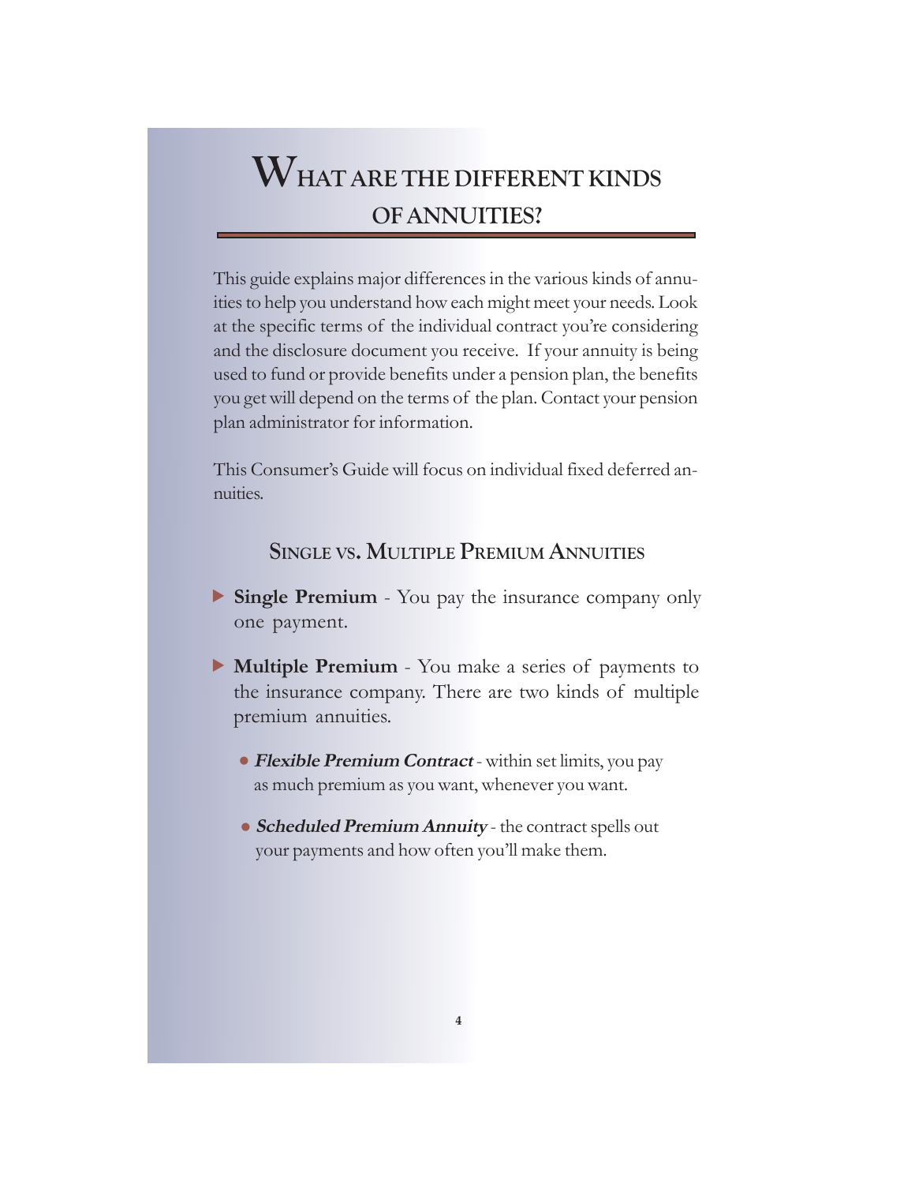# What are the different kinds of annuities?

This guide explains major differences in the various kinds of annuities to help you understand how each might meet your needs. Look at the specific terms of the individual contract you're considering and the disclosure document you receive. If your annuity is being used to fund or provide benefits under a pension plan, the benefits you get will depend on the terms of the plan. Contact your pension plan administrator for information.

This Consumer's Guide will focus on individual fixed deferred annuities.

## Single vs. Multiple Premium Annuities

- **Single Premium** - You pay the insurance company only one payment.
- **Multiple Premium** - You make a series of payments to the insurance company. There are two kinds of multiple premium annuities.
  - ***Flexible Premium Contract*** - within set limits, you pay as much premium as you want, whenever you want.
  - ***Scheduled Premium Annuity*** - the contract spells out your payments and how often you'll make them.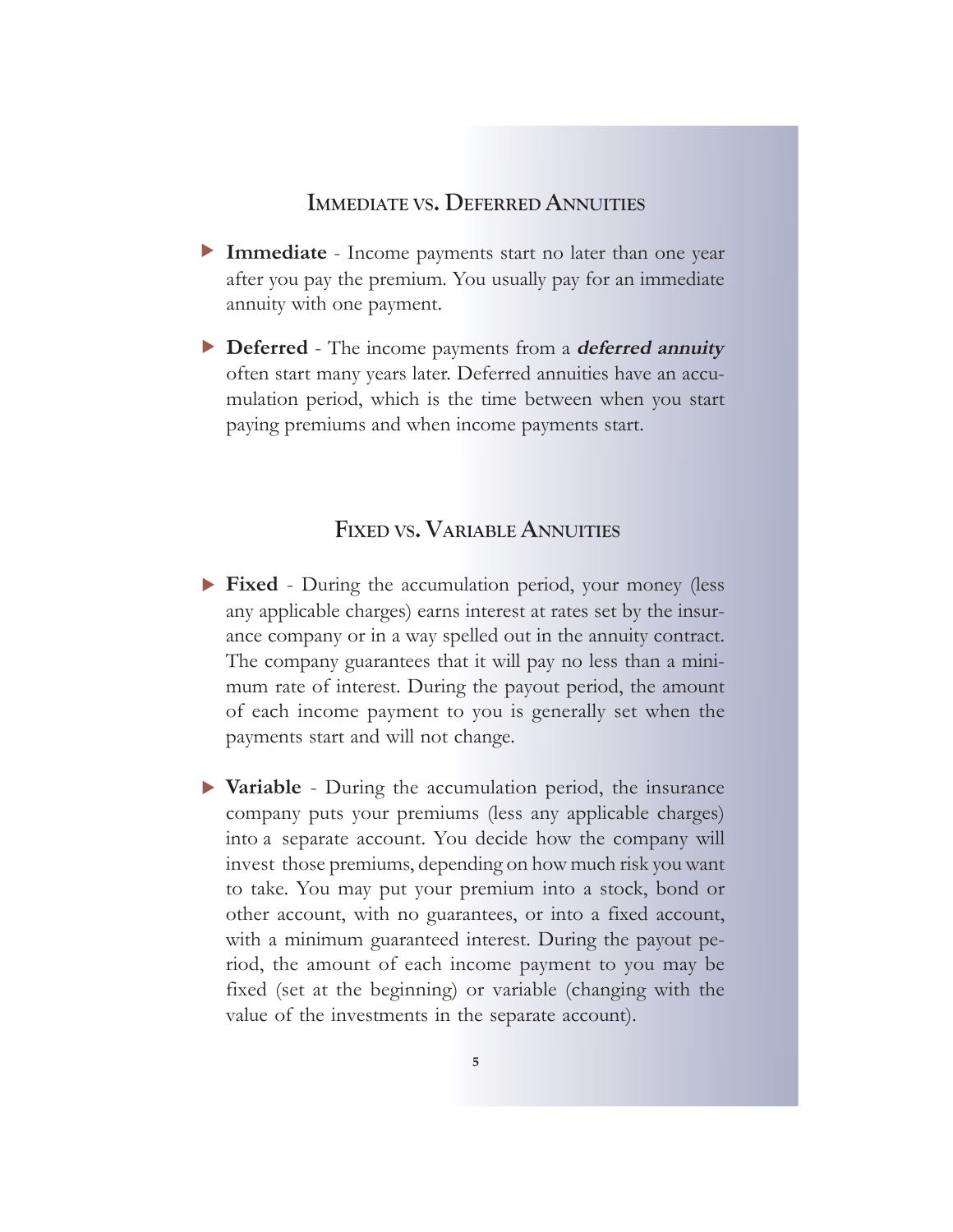## Immediate vs. Deferred Annuities

- **Immediate** - Income payments start no later than one year after you pay the premium. You usually pay for an immediate annuity with one payment.

- **Deferred** - The income payments from a ***deferred annuity*** often start many years later. Deferred annuities have an accumulation period, which is the time between when you start paying premiums and when income payments start.

## Fixed vs. Variable Annuities

- **Fixed** - During the accumulation period, your money (less any applicable charges) earns interest at rates set by the insurance company or in a way spelled out in the annuity contract. The company guarantees that it will pay no less than a minimum rate of interest. During the payout period, the amount of each income payment to you is generally set when the payments start and will not change.

- **Variable** - During the accumulation period, the insurance company puts your premiums (less any applicable charges) into a separate account. You decide how the company will invest those premiums, depending on how much risk you want to take. You may put your premium into a stock, bond or other account, with no guarantees, or into a fixed account, with a minimum guaranteed interest. During the payout period, the amount of each income payment to you may be fixed (set at the beginning) or variable (changing with the value of the investments in the separate account).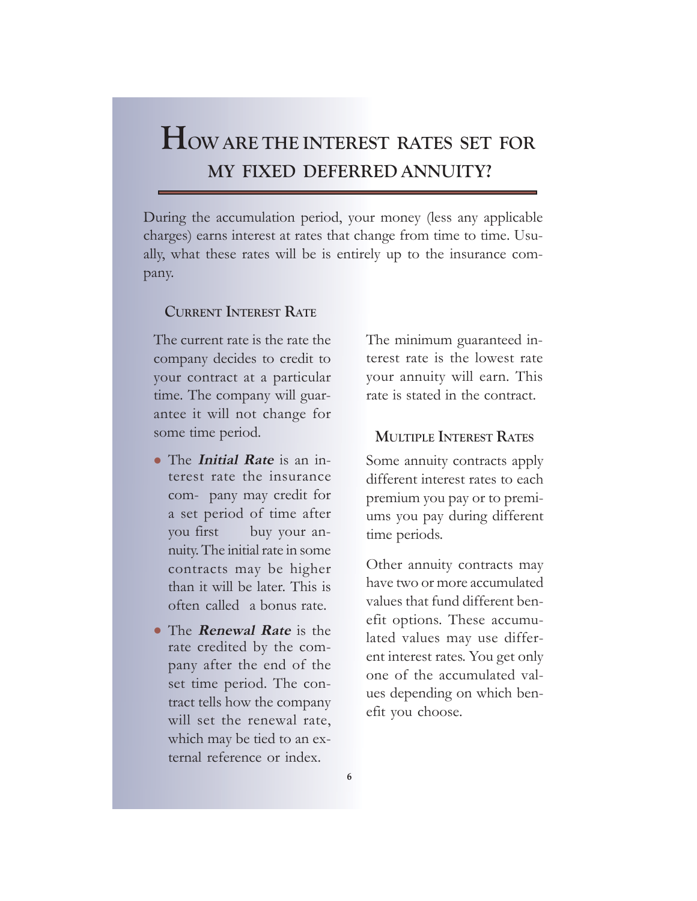# How are the interest rates set for my fixed deferred annuity?

During the accumulation period, your money (less any applicable charges) earns interest at rates that change from time to time. Usually, what these rates will be is entirely up to the insurance company.

### Current Interest Rate

The current rate is the rate the company decides to credit to your contract at a particular time. The company will guarantee it will not change for some time period.

- The ***Initial Rate*** is an interest rate the insurance company may credit for a set period of time after you first buy your annuity. The initial rate in some contracts may be higher than it will be later. This is often called a bonus rate.
- The ***Renewal Rate*** is the rate credited by the company after the end of the set time period. The contract tells how the company will set the renewal rate, which may be tied to an external reference or index.

The minimum guaranteed interest rate is the lowest rate your annuity will earn. This rate is stated in the contract.

### Multiple Interest Rates

Some annuity contracts apply different interest rates to each premium you pay or to premiums you pay during different time periods.

Other annuity contracts may have two or more accumulated values that fund different benefit options. These accumulated values may use different interest rates. You get only one of the accumulated values depending on which benefit you choose.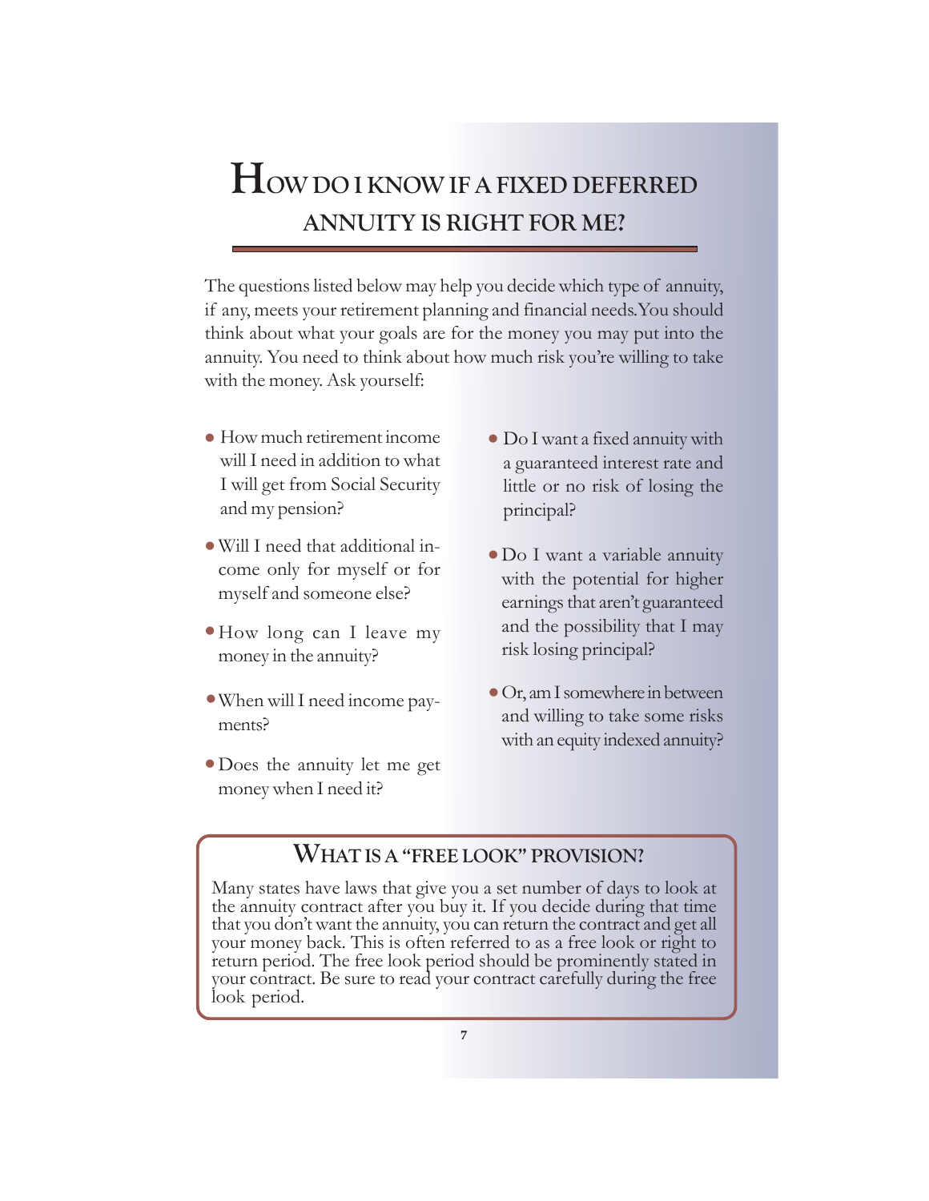# How do I know if a fixed deferred annuity is right for me?

The questions listed below may help you decide which type of annuity, if any, meets your retirement planning and financial needs. You should think about what your goals are for the money you may put into the annuity. You need to think about how much risk you're willing to take with the money. Ask yourself:

- How much retirement income will I need in addition to what I will get from Social Security and my pension?
- Will I need that additional income only for myself or for myself and someone else?
- How long can I leave my money in the annuity?
- When will I need income payments?
- Does the annuity let me get money when I need it?
- Do I want a fixed annuity with a guaranteed interest rate and little or no risk of losing the principal?
- Do I want a variable annuity with the potential for higher earnings that aren't guaranteed and the possibility that I may risk losing principal?
- Or, am I somewhere in between and willing to take some risks with an equity indexed annuity?

## What is a "free look" provision?

Many states have laws that give you a set number of days to look at the annuity contract after you buy it. If you decide during that time that you don't want the annuity, you can return the contract and get all your money back. This is often referred to as a free look or right to return period. The free look period should be prominently stated in your contract. Be sure to read your contract carefully during the free look period.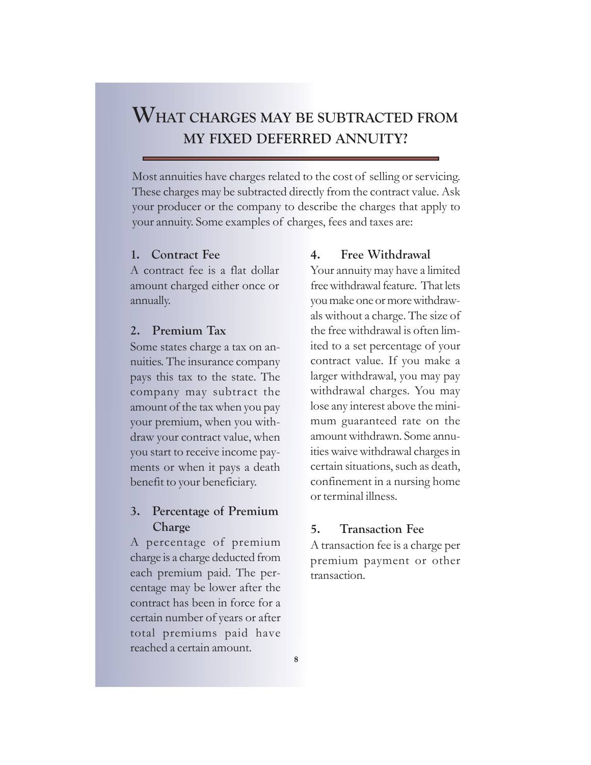## What charges may be subtracted from my fixed deferred annuity?

Most annuities have charges related to the cost of selling or servicing. These charges may be subtracted directly from the contract value. Ask your producer or the company to describe the charges that apply to your annuity. Some examples of charges, fees and taxes are:

### 1. Contract Fee

A contract fee is a flat dollar amount charged either once or annually.

### 2. Premium Tax

Some states charge a tax on annuities. The insurance company pays this tax to the state. The company may subtract the amount of the tax when you pay your premium, when you withdraw your contract value, when you start to receive income payments or when it pays a death benefit to your beneficiary.

### 3. Percentage of Premium Charge

A percentage of premium charge is a charge deducted from each premium paid. The percentage may be lower after the contract has been in force for a certain number of years or after total premiums paid have reached a certain amount.

### 4. Free Withdrawal

Your annuity may have a limited free withdrawal feature. That lets you make one or more withdrawals without a charge. The size of the free withdrawal is often limited to a set percentage of your contract value. If you make a larger withdrawal, you may pay withdrawal charges. You may lose any interest above the minimum guaranteed rate on the amount withdrawn. Some annuities waive withdrawal charges in certain situations, such as death, confinement in a nursing home or terminal illness.

### 5. Transaction Fee

A transaction fee is a charge per premium payment or other transaction.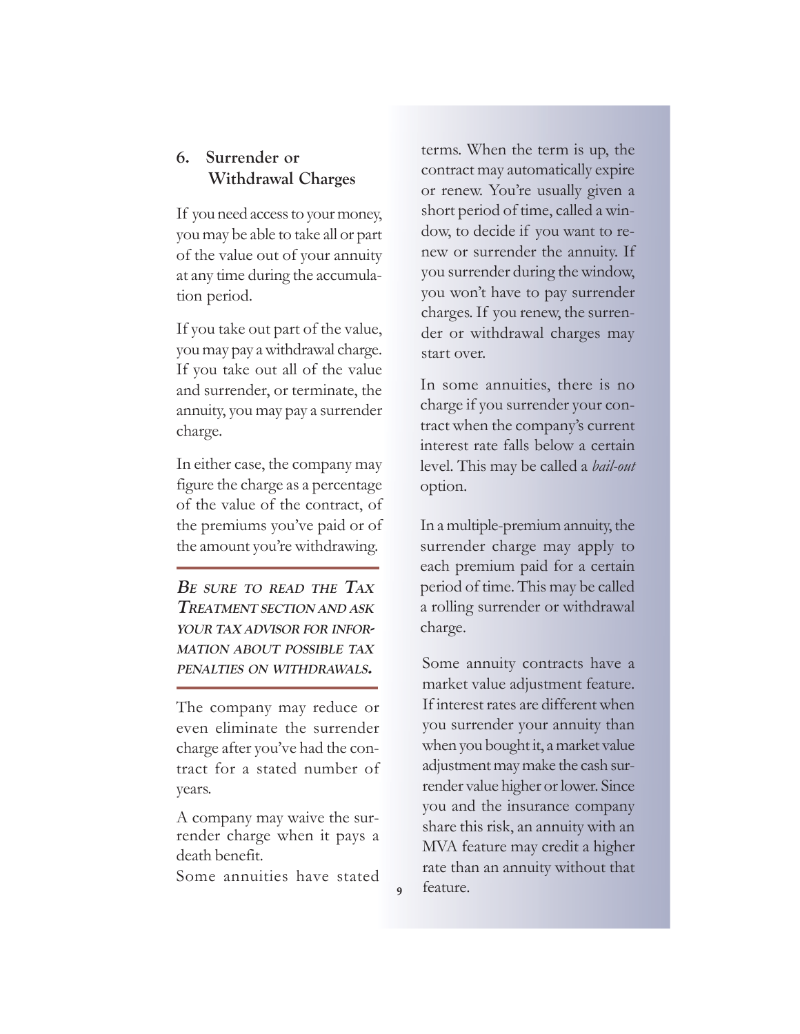## 6. Surrender or Withdrawal Charges

If you need access to your money, you may be able to take all or part of the value out of your annuity at any time during the accumulation period.

If you take out part of the value, you may pay a withdrawal charge. If you take out all of the value and surrender, or terminate, the annuity, you may pay a surrender charge.

In either case, the company may figure the charge as a percentage of the value of the contract, of the premiums you've paid or of the amount you're withdrawing.

---

***BE SURE TO READ THE TAX TREATMENT SECTION AND ASK YOUR TAX ADVISOR FOR INFORMATION ABOUT POSSIBLE TAX PENALTIES ON WITHDRAWALS.***

---

The company may reduce or even eliminate the surrender charge after you've had the contract for a stated number of years.

A company may waive the surrender charge when it pays a death benefit.

Some annuities have stated terms. When the term is up, the contract may automatically expire or renew. You're usually given a short period of time, called a window, to decide if you want to renew or surrender the annuity. If you surrender during the window, you won't have to pay surrender charges. If you renew, the surrender or withdrawal charges may start over.

In some annuities, there is no charge if you surrender your contract when the company's current interest rate falls below a certain level. This may be called a *bail-out* option.

In a multiple-premium annuity, the surrender charge may apply to each premium paid for a certain period of time. This may be called a rolling surrender or withdrawal charge.

Some annuity contracts have a market value adjustment feature. If interest rates are different when you surrender your annuity than when you bought it, a market value adjustment may make the cash surrender value higher or lower. Since you and the insurance company share this risk, an annuity with an MVA feature may credit a higher rate than an annuity without that feature.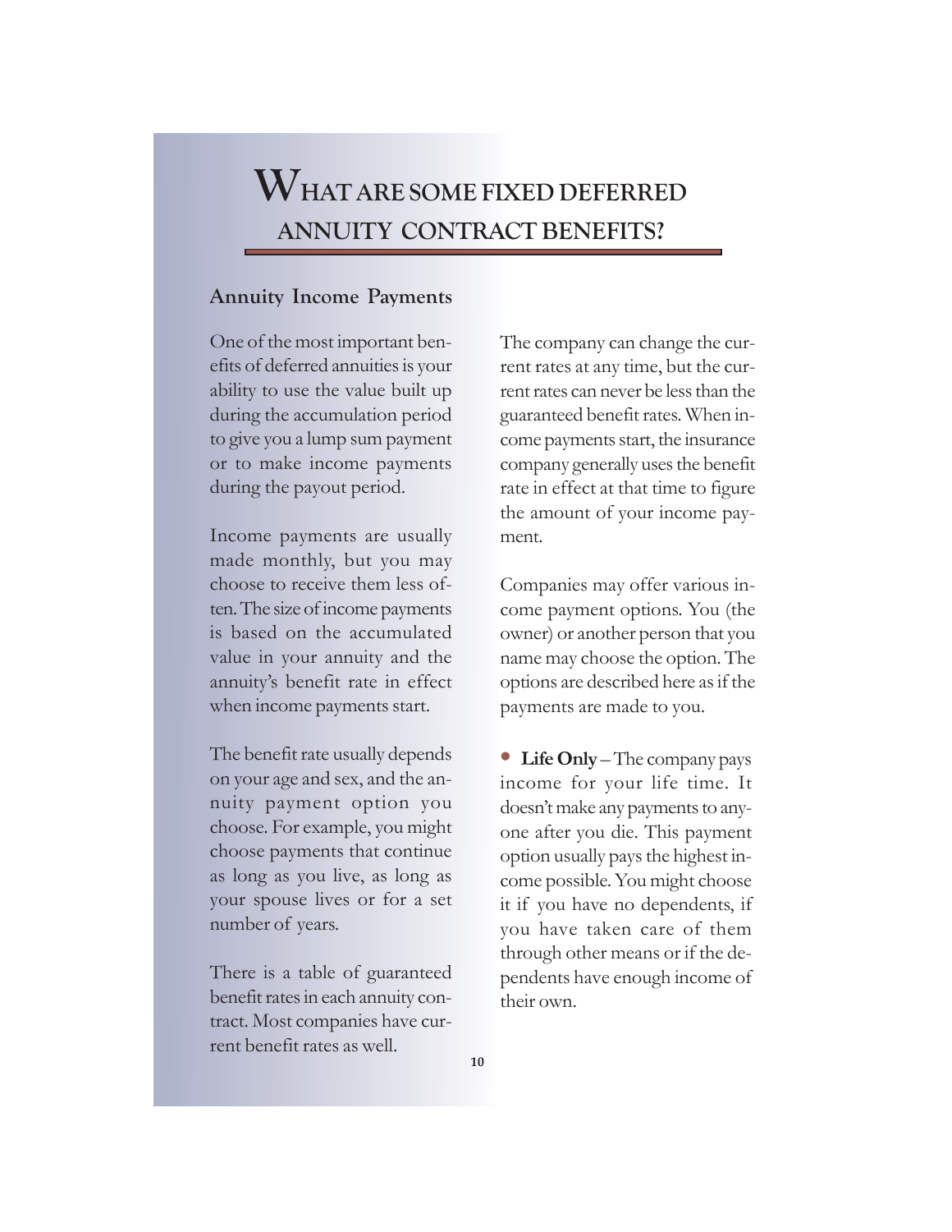# What are some fixed deferred annuity contract benefits?

## Annuity Income Payments

One of the most important benefits of deferred annuities is your ability to use the value built up during the accumulation period to give you a lump sum payment or to make income payments during the payout period.

Income payments are usually made monthly, but you may choose to receive them less often. The size of income payments is based on the accumulated value in your annuity and the annuity's benefit rate in effect when income payments start.

The benefit rate usually depends on your age and sex, and the annuity payment option you choose. For example, you might choose payments that continue as long as you live, as long as your spouse lives or for a set number of years.

There is a table of guaranteed benefit rates in each annuity contract. Most companies have current benefit rates as well.

The company can change the current rates at any time, but the current rates can never be less than the guaranteed benefit rates. When income payments start, the insurance company generally uses the benefit rate in effect at that time to figure the amount of your income payment.

Companies may offer various income payment options. You (the owner) or another person that you name may choose the option. The options are described here as if the payments are made to you.

- **Life Only** – The company pays income for your life time. It doesn't make any payments to anyone after you die. This payment option usually pays the highest income possible. You might choose it if you have no dependents, if you have taken care of them through other means or if the dependents have enough income of their own.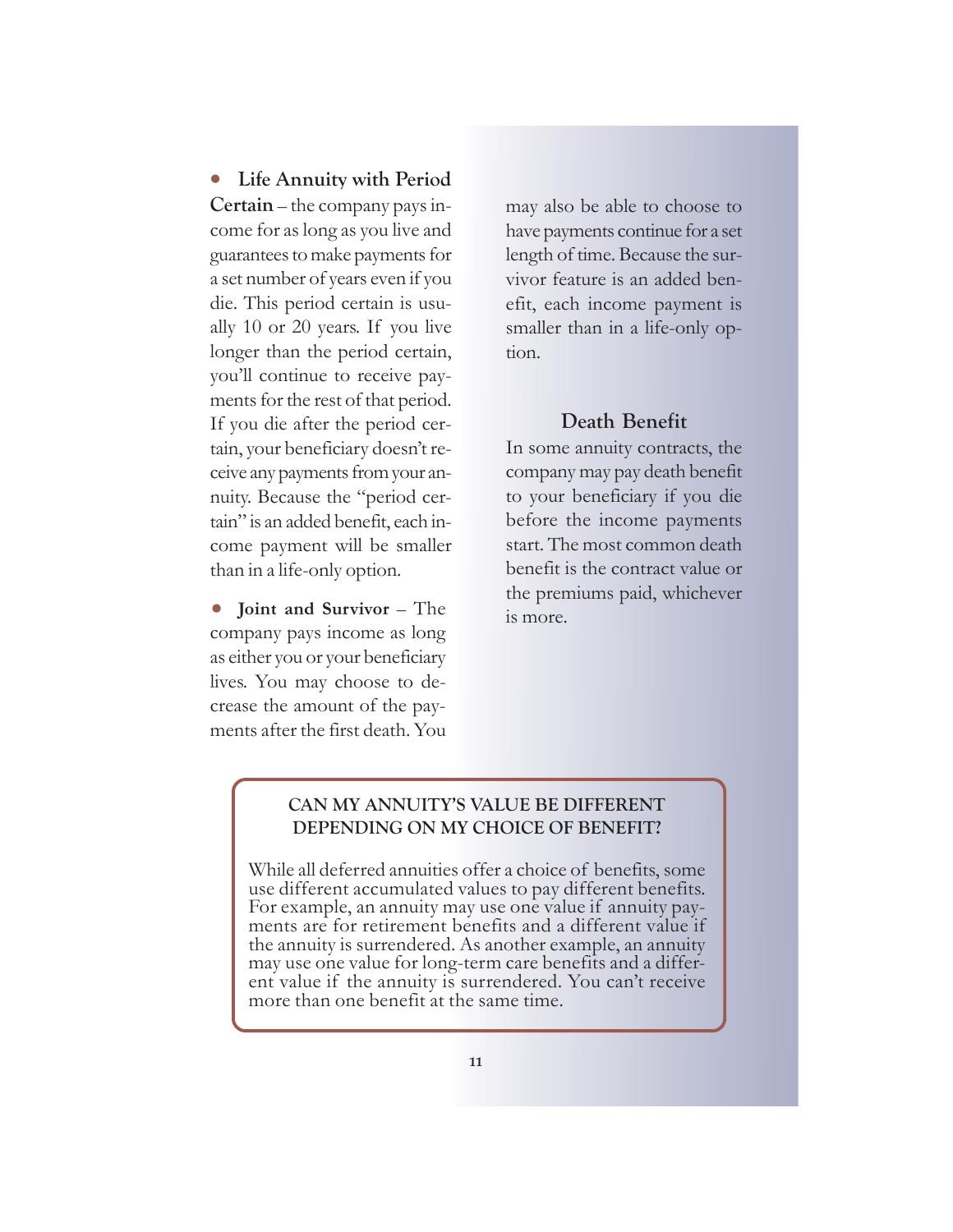- **Life Annuity with Period Certain** – the company pays income for as long as you live and guarantees to make payments for a set number of years even if you die. This period certain is usually 10 or 20 years. If you live longer than the period certain, you'll continue to receive payments for the rest of that period. If you die after the period certain, your beneficiary doesn't receive any payments from your annuity. Because the "period certain" is an added benefit, each income payment will be smaller than in a life-only option.

- **Joint and Survivor** – The company pays income as long as either you or your beneficiary lives. You may choose to decrease the amount of the payments after the first death. You may also be able to choose to have payments continue for a set length of time. Because the survivor feature is an added benefit, each income payment is smaller than in a life-only option.

## Death Benefit

In some annuity contracts, the company may pay death benefit to your beneficiary if you die before the income payments start. The most common death benefit is the contract value or the premiums paid, whichever is more.

**CAN MY ANNUITY'S VALUE BE DIFFERENT DEPENDING ON MY CHOICE OF BENEFIT?**

While all deferred annuities offer a choice of benefits, some use different accumulated values to pay different benefits. For example, an annuity may use one value if annuity payments are for retirement benefits and a different value if the annuity is surrendered. As another example, an annuity may use one value for long-term care benefits and a different value if the annuity is surrendered. You can't receive more than one benefit at the same time.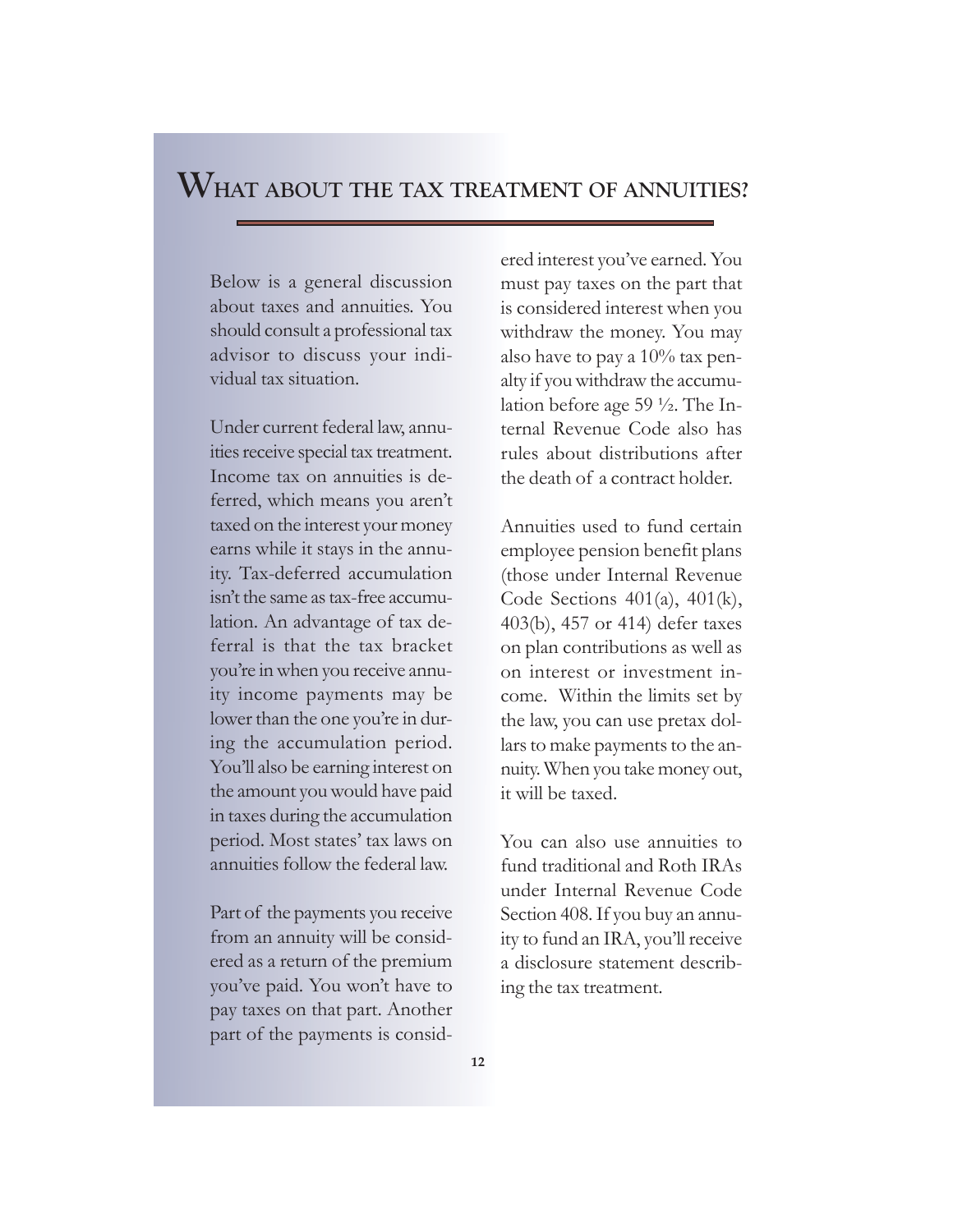# What about the tax treatment of annuities?

Below is a general discussion about taxes and annuities. You should consult a professional tax advisor to discuss your individual tax situation.

Under current federal law, annuities receive special tax treatment. Income tax on annuities is deferred, which means you aren't taxed on the interest your money earns while it stays in the annuity. Tax-deferred accumulation isn't the same as tax-free accumulation. An advantage of tax deferral is that the tax bracket you're in when you receive annuity income payments may be lower than the one you're in during the accumulation period. You'll also be earning interest on the amount you would have paid in taxes during the accumulation period. Most states' tax laws on annuities follow the federal law.

Part of the payments you receive from an annuity will be considered as a return of the premium you've paid. You won't have to pay taxes on that part. Another part of the payments is considered interest you've earned. You must pay taxes on the part that is considered interest when you withdraw the money. You may also have to pay a 10% tax penalty if you withdraw the accumulation before age 59 ½. The Internal Revenue Code also has rules about distributions after the death of a contract holder.

Annuities used to fund certain employee pension benefit plans (those under Internal Revenue Code Sections 401(a), 401(k), 403(b), 457 or 414) defer taxes on plan contributions as well as on interest or investment income. Within the limits set by the law, you can use pretax dollars to make payments to the annuity. When you take money out, it will be taxed.

You can also use annuities to fund traditional and Roth IRAs under Internal Revenue Code Section 408. If you buy an annuity to fund an IRA, you'll receive a disclosure statement describing the tax treatment.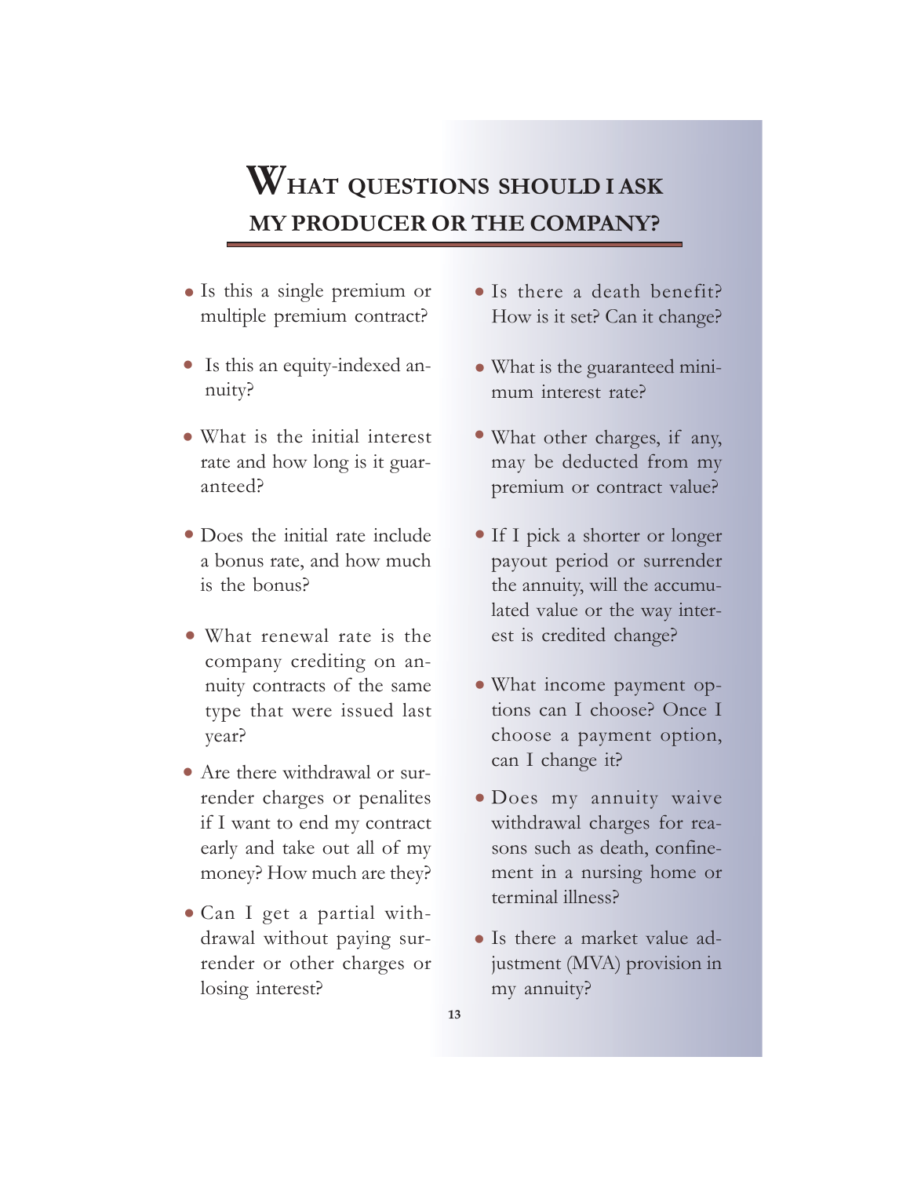## WHAT QUESTIONS SHOULD I ASK MY PRODUCER OR THE COMPANY?

- Is this a single premium or multiple premium contract?
- Is this an equity-indexed annuity?
- What is the initial interest rate and how long is it guaranteed?
- Does the initial rate include a bonus rate, and how much is the bonus?
- What renewal rate is the company crediting on annuity contracts of the same type that were issued last year?
- Are there withdrawal or surrender charges or penalites if I want to end my contract early and take out all of my money? How much are they?
- Can I get a partial withdrawal without paying surrender or other charges or losing interest?
- Is there a death benefit? How is it set? Can it change?
- What is the guaranteed minimum interest rate?
- What other charges, if any, may be deducted from my premium or contract value?
- If I pick a shorter or longer payout period or surrender the annuity, will the accumulated value or the way interest is credited change?
- What income payment options can I choose? Once I choose a payment option, can I change it?
- Does my annuity waive withdrawal charges for reasons such as death, confinement in a nursing home or terminal illness?
- Is there a market value adjustment (MVA) provision in my annuity?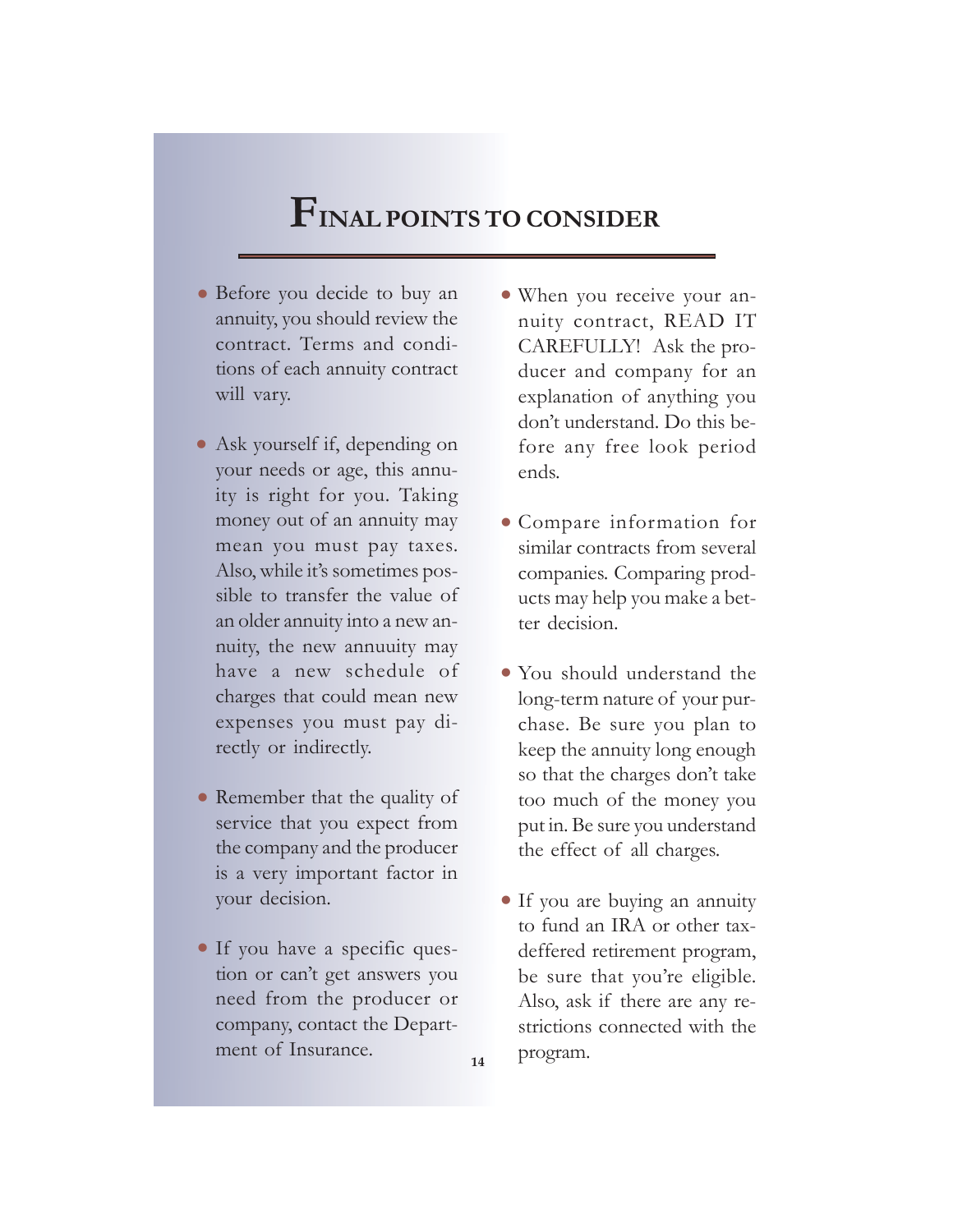# FINAL POINTS TO CONSIDER

- Before you decide to buy an annuity, you should review the contract. Terms and conditions of each annuity contract will vary.

- Ask yourself if, depending on your needs or age, this annuity is right for you. Taking money out of an annuity may mean you must pay taxes. Also, while it's sometimes possible to transfer the value of an older annuity into a new annuity, the new annuuity may have a new schedule of charges that could mean new expenses you must pay directly or indirectly.

- Remember that the quality of service that you expect from the company and the producer is a very important factor in your decision.

- If you have a specific question or can't get answers you need from the producer or company, contact the Department of Insurance.

- When you receive your annuity contract, READ IT CAREFULLY! Ask the producer and company for an explanation of anything you don't understand. Do this before any free look period ends.

- Compare information for similar contracts from several companies. Comparing products may help you make a better decision.

- You should understand the long-term nature of your purchase. Be sure you plan to keep the annuity long enough so that the charges don't take too much of the money you put in. Be sure you understand the effect of all charges.

- If you are buying an annuity to fund an IRA or other tax-deffered retirement program, be sure that you're eligible. Also, ask if there are any restrictions connected with the program.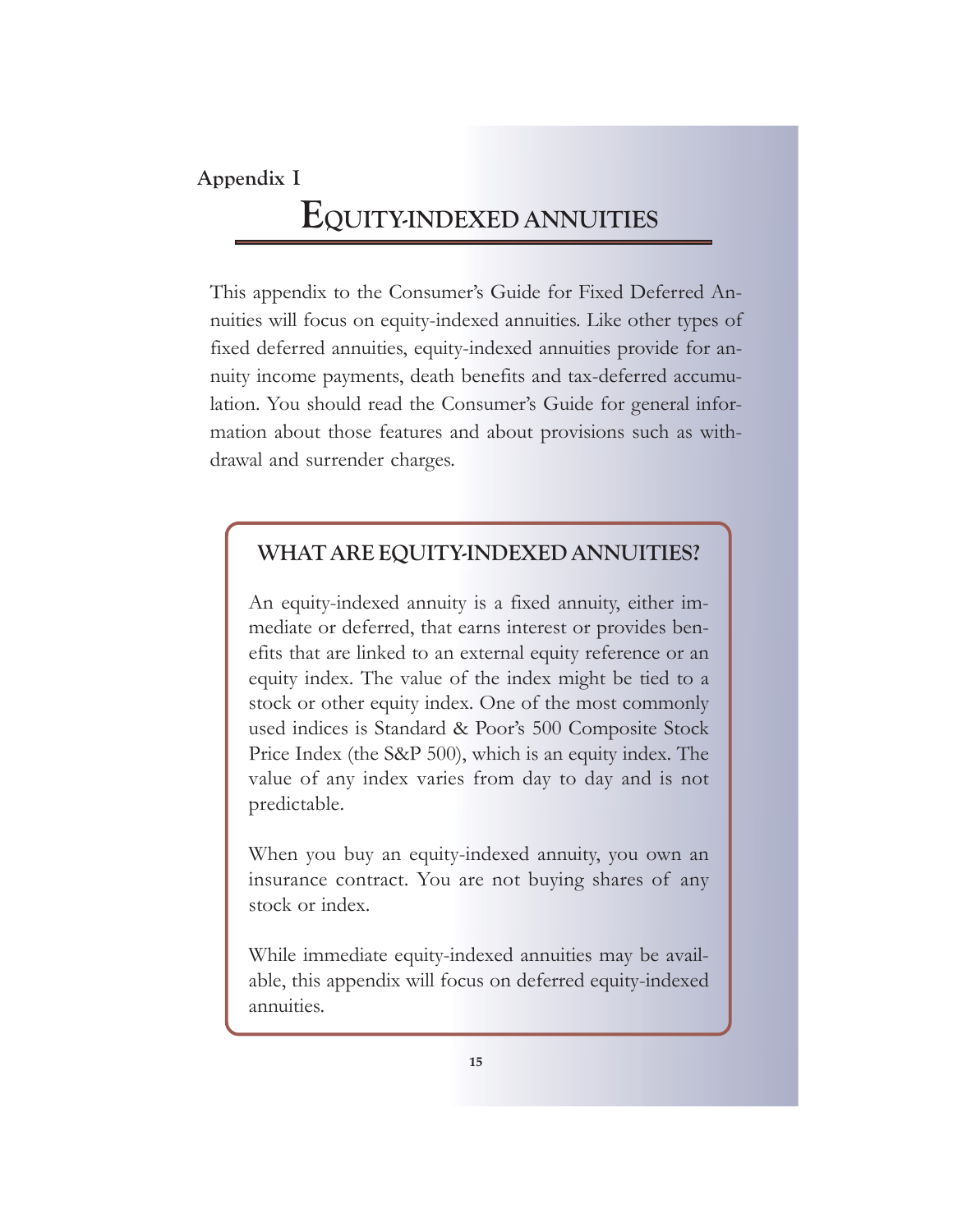Appendix I

# EQUITY-INDEXED ANNUITIES

This appendix to the Consumer's Guide for Fixed Deferred Annuities will focus on equity-indexed annuities. Like other types of fixed deferred annuities, equity-indexed annuities provide for annuity income payments, death benefits and tax-deferred accumulation. You should read the Consumer's Guide for general information about those features and about provisions such as withdrawal and surrender charges.

## WHAT ARE EQUITY-INDEXED ANNUITIES?

An equity-indexed annuity is a fixed annuity, either immediate or deferred, that earns interest or provides benefits that are linked to an external equity reference or an equity index. The value of the index might be tied to a stock or other equity index. One of the most commonly used indices is Standard & Poor's 500 Composite Stock Price Index (the S&P 500), which is an equity index. The value of any index varies from day to day and is not predictable.

When you buy an equity-indexed annuity, you own an insurance contract. You are not buying shares of any stock or index.

While immediate equity-indexed annuities may be available, this appendix will focus on deferred equity-indexed annuities.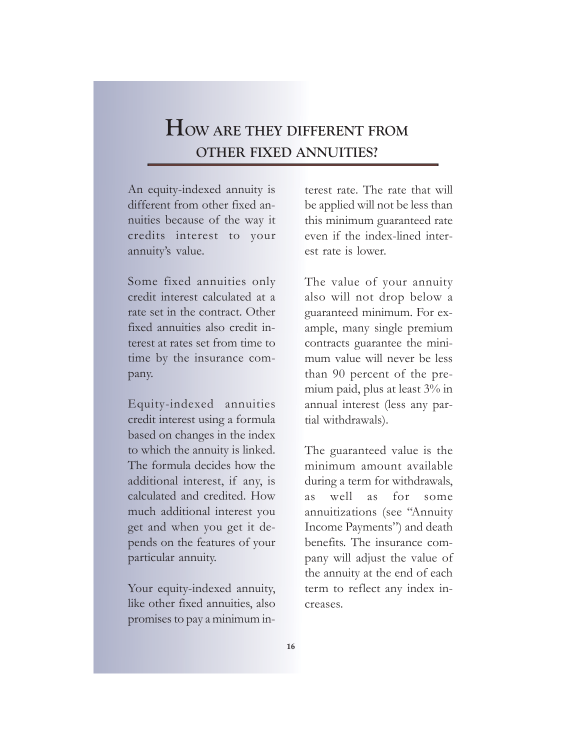# HOW ARE THEY DIFFERENT FROM OTHER FIXED ANNUITIES?

An equity-indexed annuity is different from other fixed annuities because of the way it credits interest to your annuity's value.

Some fixed annuities only credit interest calculated at a rate set in the contract. Other fixed annuities also credit interest at rates set from time to time by the insurance company.

Equity-indexed annuities credit interest using a formula based on changes in the index to which the annuity is linked. The formula decides how the additional interest, if any, is calculated and credited. How much additional interest you get and when you get it depends on the features of your particular annuity.

Your equity-indexed annuity, like other fixed annuities, also promises to pay a minimum interest rate. The rate that will be applied will not be less than this minimum guaranteed rate even if the index-lined interest rate is lower.

The value of your annuity also will not drop below a guaranteed minimum. For example, many single premium contracts guarantee the minimum value will never be less than 90 percent of the premium paid, plus at least 3% in annual interest (less any partial withdrawals).

The guaranteed value is the minimum amount available during a term for withdrawals, as well as for some annuitizations (see "Annuity Income Payments") and death benefits. The insurance company will adjust the value of the annuity at the end of each term to reflect any index increases.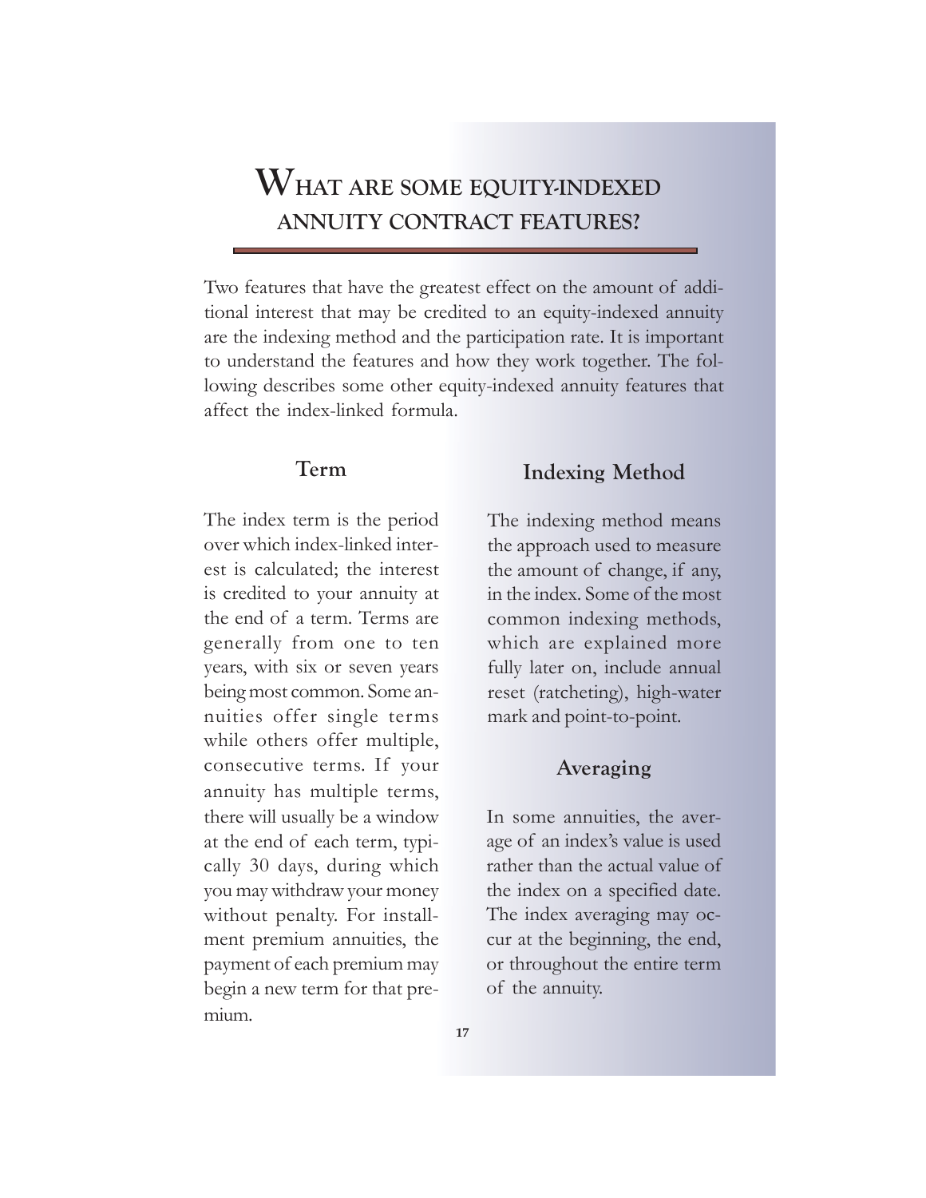# What are some equity-indexed annuity contract features?

Two features that have the greatest effect on the amount of additional interest that may be credited to an equity-indexed annuity are the indexing method and the participation rate. It is important to understand the features and how they work together. The following describes some other equity-indexed annuity features that affect the index-linked formula.

## Term

The index term is the period over which index-linked interest is calculated; the interest is credited to your annuity at the end of a term. Terms are generally from one to ten years, with six or seven years being most common. Some annuities offer single terms while others offer multiple, consecutive terms. If your annuity has multiple terms, there will usually be a window at the end of each term, typically 30 days, during which you may withdraw your money without penalty. For installment premium annuities, the payment of each premium may begin a new term for that premium.

## Indexing Method

The indexing method means the approach used to measure the amount of change, if any, in the index. Some of the most common indexing methods, which are explained more fully later on, include annual reset (ratcheting), high-water mark and point-to-point.

## Averaging

In some annuities, the average of an index's value is used rather than the actual value of the index on a specified date. The index averaging may occur at the beginning, the end, or throughout the entire term of the annuity.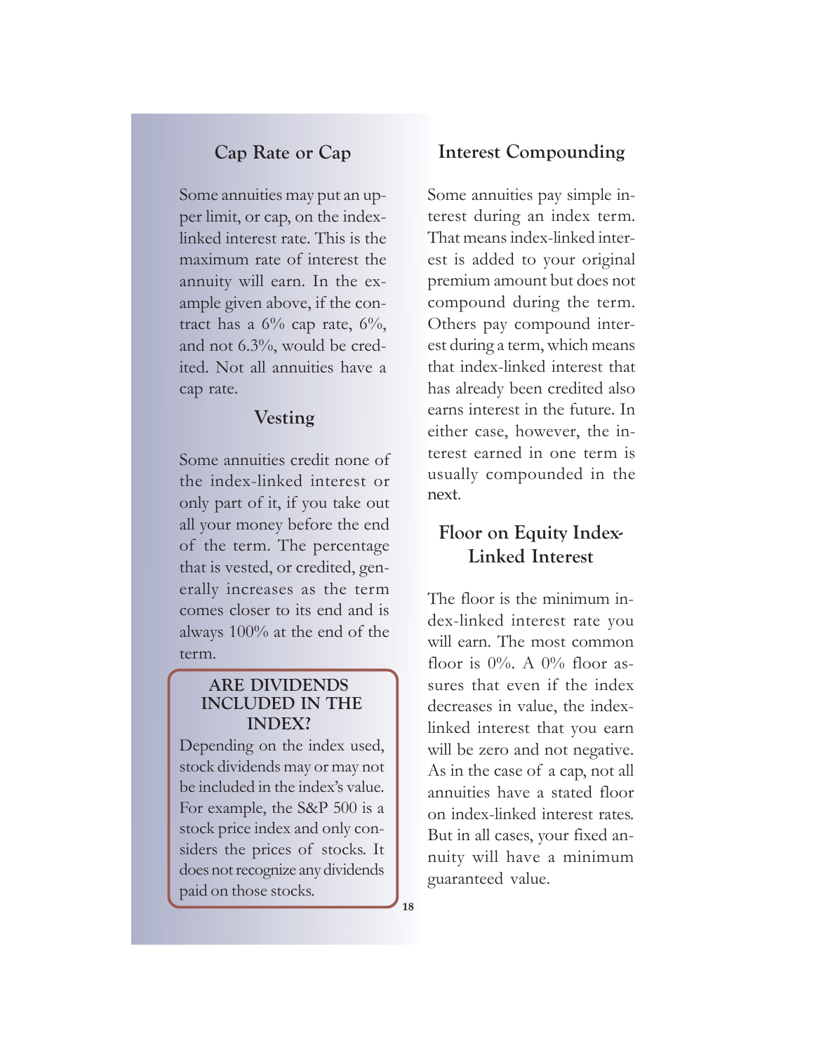## Cap Rate or Cap

Some annuities may put an upper limit, or cap, on the index-linked interest rate. This is the maximum rate of interest the annuity will earn. In the example given above, if the contract has a 6% cap rate, 6%, and not 6.3%, would be credited. Not all annuities have a cap rate.

## Vesting

Some annuities credit none of the index-linked interest or only part of it, if you take out all your money before the end of the term. The percentage that is vested, or credited, generally increases as the term comes closer to its end and is always 100% at the end of the term.

> **ARE DIVIDENDS INCLUDED IN THE INDEX?**
>
> Depending on the index used, stock dividends may or may not be included in the index's value. For example, the S&P 500 is a stock price index and only considers the prices of stocks. It does not recognize any dividends paid on those stocks.

## Interest Compounding

Some annuities pay simple interest during an index term. That means index-linked interest is added to your original premium amount but does not compound during the term. Others pay compound interest during a term, which means that index-linked interest that has already been credited also earns interest in the future. In either case, however, the interest earned in one term is usually compounded in the next.

## Floor on Equity Index-Linked Interest

The floor is the minimum index-linked interest rate you will earn. The most common floor is 0%. A 0% floor assures that even if the index decreases in value, the index-linked interest that you earn will be zero and not negative. As in the case of a cap, not all annuities have a stated floor on index-linked interest rates. But in all cases, your fixed annuity will have a minimum guaranteed value.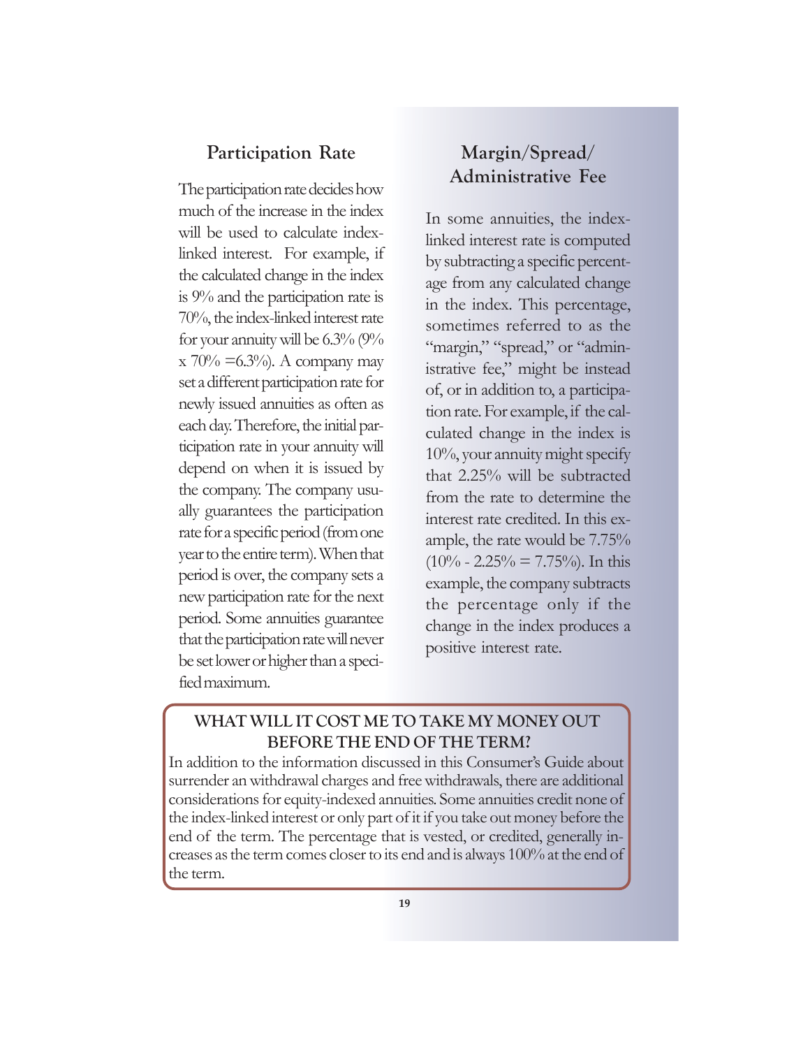## Participation Rate

The participation rate decides how much of the increase in the index will be used to calculate index-linked interest. For example, if the calculated change in the index is 9% and the participation rate is 70%, the index-linked interest rate for your annuity will be 6.3% (9% x 70% =6.3%). A company may set a different participation rate for newly issued annuities as often as each day. Therefore, the initial participation rate in your annuity will depend on when it is issued by the company. The company usually guarantees the participation rate for a specific period (from one year to the entire term). When that period is over, the company sets a new participation rate for the next period. Some annuities guarantee that the participation rate will never be set lower or higher than a specified maximum.

## Margin/Spread/ Administrative Fee

In some annuities, the index-linked interest rate is computed by subtracting a specific percentage from any calculated change in the index. This percentage, sometimes referred to as the "margin," "spread," or "administrative fee," might be instead of, or in addition to, a participation rate. For example, if the calculated change in the index is 10%, your annuity might specify that 2.25% will be subtracted from the rate to determine the interest rate credited. In this example, the rate would be 7.75% (10% - 2.25% = 7.75%). In this example, the company subtracts the percentage only if the change in the index produces a positive interest rate.

**WHAT WILL IT COST ME TO TAKE MY MONEY OUT BEFORE THE END OF THE TERM?**

In addition to the information discussed in this Consumer's Guide about surrender an withdrawal charges and free withdrawals, there are additional considerations for equity-indexed annuities. Some annuities credit none of the index-linked interest or only part of it if you take out money before the end of the term. The percentage that is vested, or credited, generally increases as the term comes closer to its end and is always 100% at the end of the term.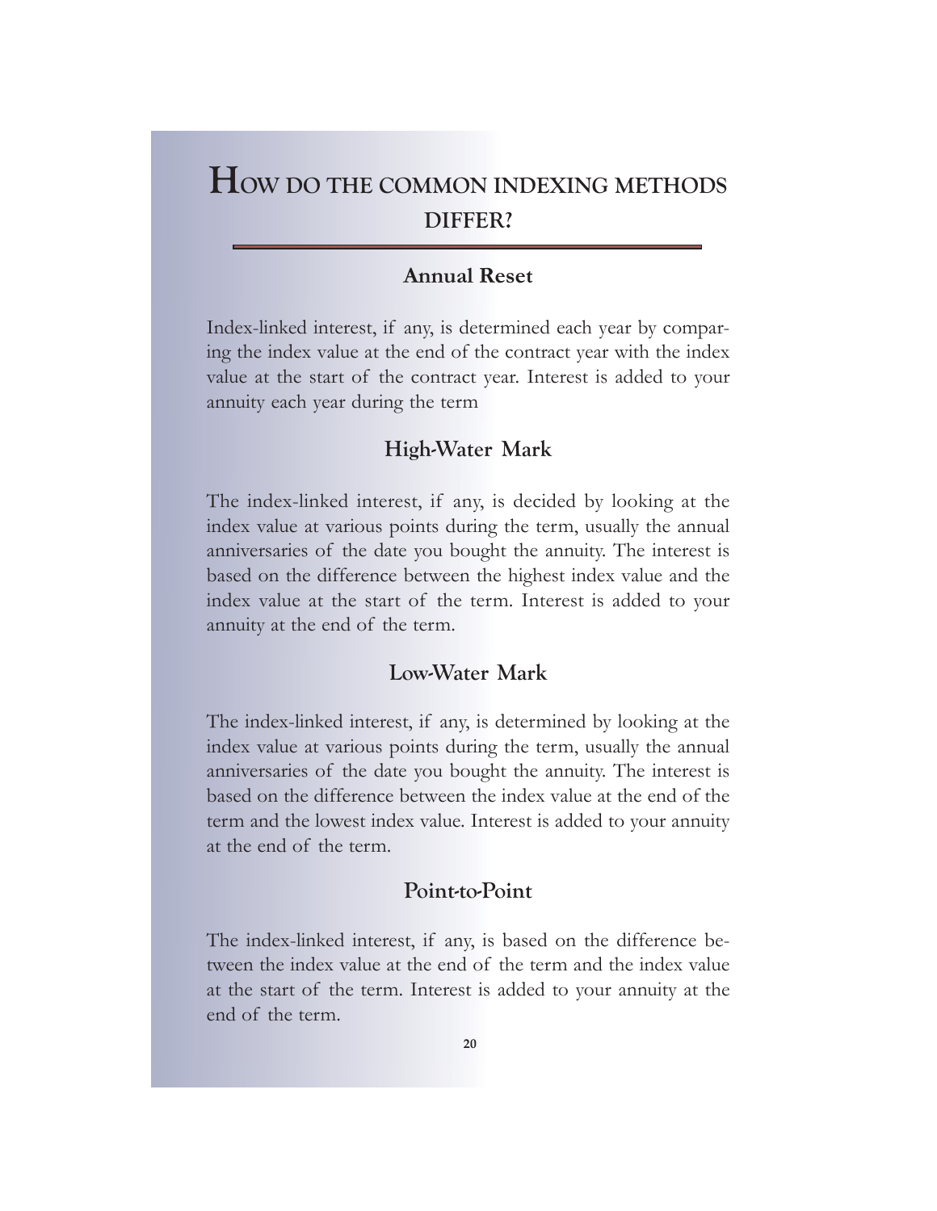# How do the common indexing methods differ?

### Annual Reset

Index-linked interest, if any, is determined each year by comparing the index value at the end of the contract year with the index value at the start of the contract year. Interest is added to your annuity each year during the term

### High-Water Mark

The index-linked interest, if any, is decided by looking at the index value at various points during the term, usually the annual anniversaries of the date you bought the annuity. The interest is based on the difference between the highest index value and the index value at the start of the term. Interest is added to your annuity at the end of the term.

### Low-Water Mark

The index-linked interest, if any, is determined by looking at the index value at various points during the term, usually the annual anniversaries of the date you bought the annuity. The interest is based on the difference between the index value at the end of the term and the lowest index value. Interest is added to your annuity at the end of the term.

### Point-to-Point

The index-linked interest, if any, is based on the difference between the index value at the end of the term and the index value at the start of the term. Interest is added to your annuity at the end of the term.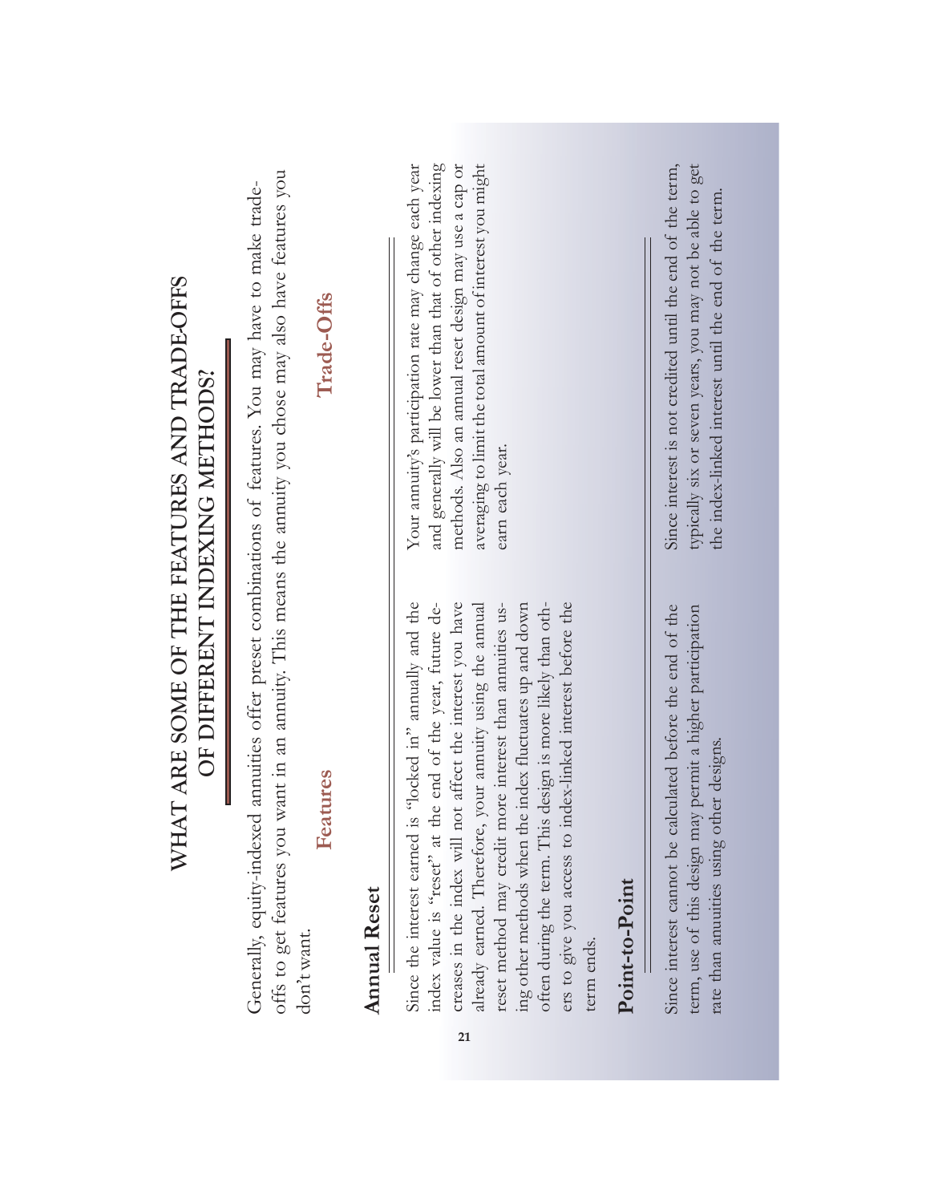# WHAT ARE SOME OF THE FEATURES AND TRADE-OFFS OF DIFFERENT INDEXING METHODS?

Generally, equity-indexed annuities offer preset combinations of features. You may have to make trade-offs to get features you want in an annuity. This means the annuity you chose may also have features you don't want.

| Features | Trade-Offs |
| --- | --- |
| **Annual Reset** | |
| Since the interest earned is "locked in" annually and the index value is "reset" at the end of the year, future decreases in the index will not affect the interest you have already earned. Therefore, your annuity using the annual reset method may credit more interest than annuities using other methods when the index fluctuates up and down often during the term. This design is more likely than others to give you access to index-linked interest before the term ends. | Your annuity's participation rate may change each year and generally will be lower than that of other indexing methods. Also an annual reset design may use a cap or averaging to limit the total amount of interest you might earn each year. |
| **Point-to-Point** | |
| Since interest cannot be calculated before the end of the term, use of this design may permit a higher participation rate than annuities using other designs. | Since interest is not credited until the end of the term, typically six or seven years, you may not be able to get the index-linked interest until the end of the term. |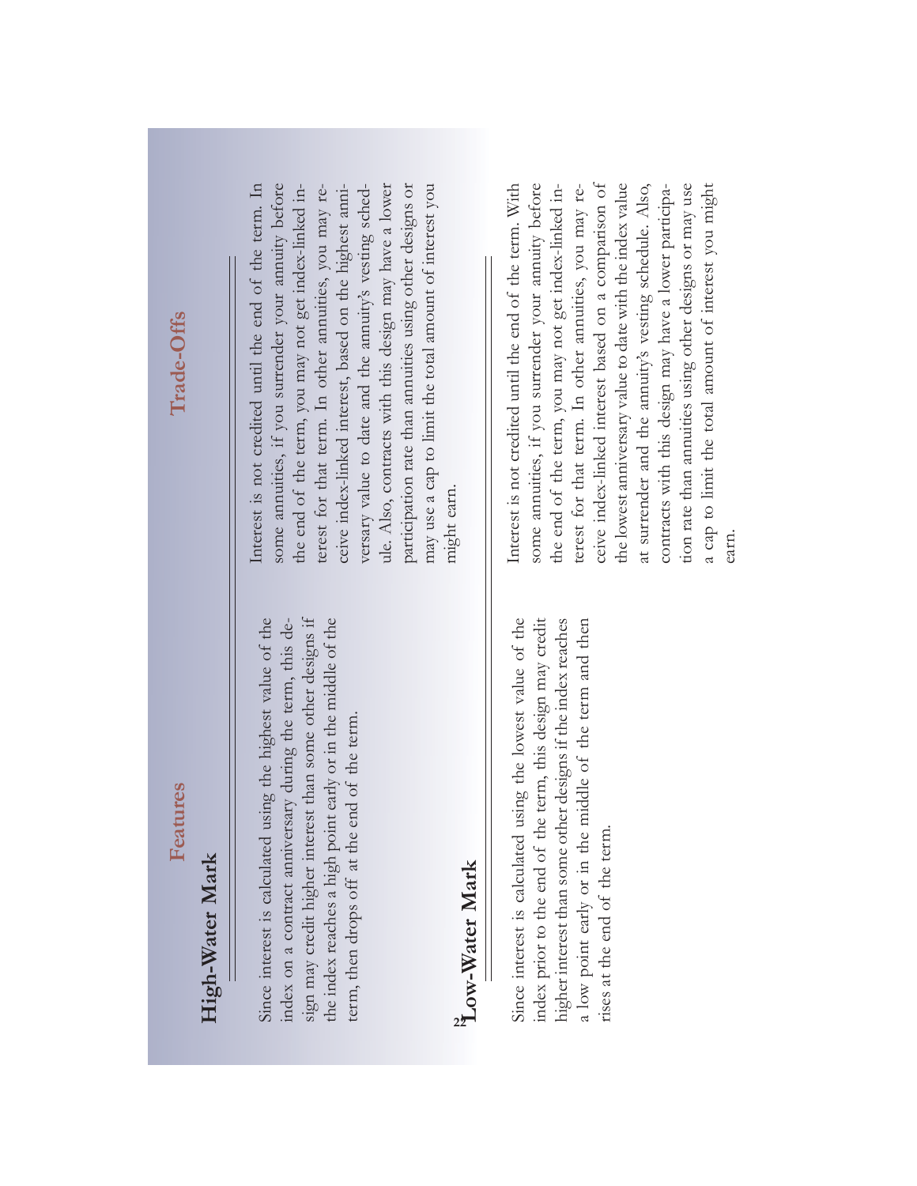| | Features | Trade-Offs |
|---|---|---|
| **High-Water Mark** | Since interest is calculated using the highest value of the index on a contract anniversary during the term, this design may credit higher interest than some other designs if the index reaches a high point early or in the middle of the term, then drops off at the end of the term. | Interest is not credited until the end of the term. In some annuities, if you surrender your annuity before the end of the term, you may not get index-linked interest for that term. In other annuities, you may receive index-linked interest, based on the highest anniversary value to date and the annuity's vesting schedule. Also, contracts with this design may have a lower participation rate than annuities using other designs or may use a cap to limit the total amount of interest you might earn. |
| **Low-Water Mark** | Since interest is calculated using the lowest value of the index prior to the end of the term, this design may credit higher interest than some other designs if the index reaches a low point early or in the middle of the term and then rises at the end of the term. | Interest is not credited until the end of the term. With some annuities, if you surrender your annuity before the end of the term, you may not get index-linked interest for that term. In other annuities, you may receive index-linked interest based on a comparison of the lowest anniversary value to date with the index value at surrender and the annuity's vesting schedule. Also, contracts with this design may have a lower participation rate than annuities using other designs or may use a cap to limit the total amount of interest you might earn. |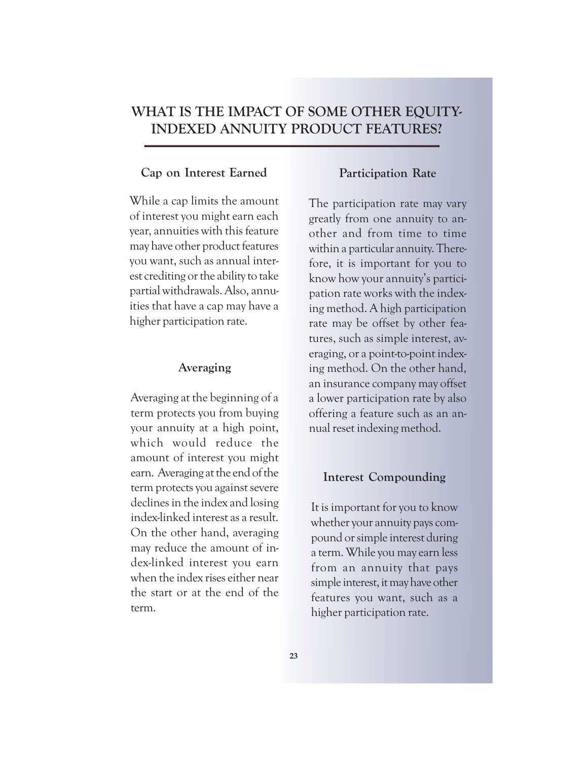# WHAT IS THE IMPACT OF SOME OTHER EQUITY-INDEXED ANNUITY PRODUCT FEATURES?

### Cap on Interest Earned

While a cap limits the amount of interest you might earn each year, annuities with this feature may have other product features you want, such as annual interest crediting or the ability to take partial withdrawals. Also, annuities that have a cap may have a higher participation rate.

### Averaging

Averaging at the beginning of a term protects you from buying your annuity at a high point, which would reduce the amount of interest you might earn. Averaging at the end of the term protects you against severe declines in the index and losing index-linked interest as a result. On the other hand, averaging may reduce the amount of index-linked interest you earn when the index rises either near the start or at the end of the term.

### Participation Rate

The participation rate may vary greatly from one annuity to another and from time to time within a particular annuity. Therefore, it is important for you to know how your annuity's participation rate works with the indexing method. A high participation rate may be offset by other features, such as simple interest, averaging, or a point-to-point indexing method. On the other hand, an insurance company may offset a lower participation rate by also offering a feature such as an annual reset indexing method.

### Interest Compounding

It is important for you to know whether your annuity pays compound or simple interest during a term. While you may earn less from an annuity that pays simple interest, it may have other features you want, such as a higher participation rate.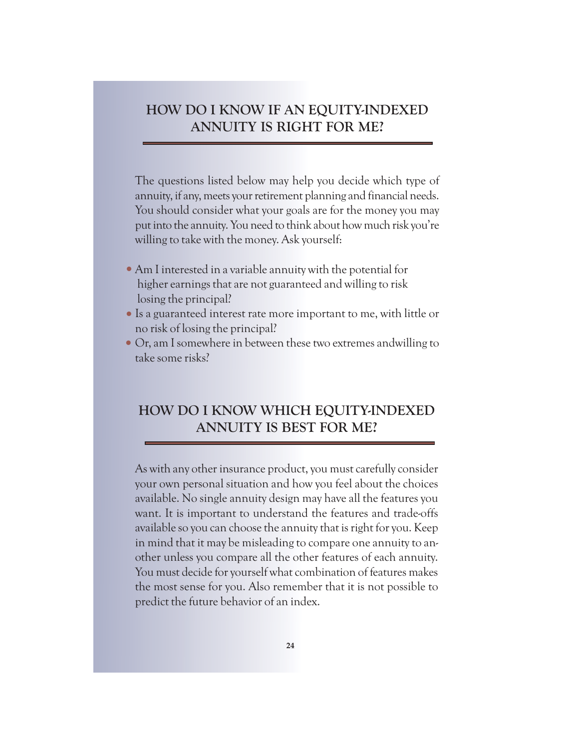## HOW DO I KNOW IF AN EQUITY-INDEXED ANNUITY IS RIGHT FOR ME?

The questions listed below may help you decide which type of annuity, if any, meets your retirement planning and financial needs. You should consider what your goals are for the money you may put into the annuity. You need to think about how much risk you're willing to take with the money. Ask yourself:

- Am I interested in a variable annuity with the potential for higher earnings that are not guaranteed and willing to risk losing the principal?
- Is a guaranteed interest rate more important to me, with little or no risk of losing the principal?
- Or, am I somewhere in between these two extremes andwilling to take some risks?

## HOW DO I KNOW WHICH EQUITY-INDEXED ANNUITY IS BEST FOR ME?

As with any other insurance product, you must carefully consider your own personal situation and how you feel about the choices available. No single annuity design may have all the features you want. It is important to understand the features and trade-offs available so you can choose the annuity that is right for you. Keep in mind that it may be misleading to compare one annuity to another unless you compare all the other features of each annuity. You must decide for yourself what combination of features makes the most sense for you. Also remember that it is not possible to predict the future behavior of an index.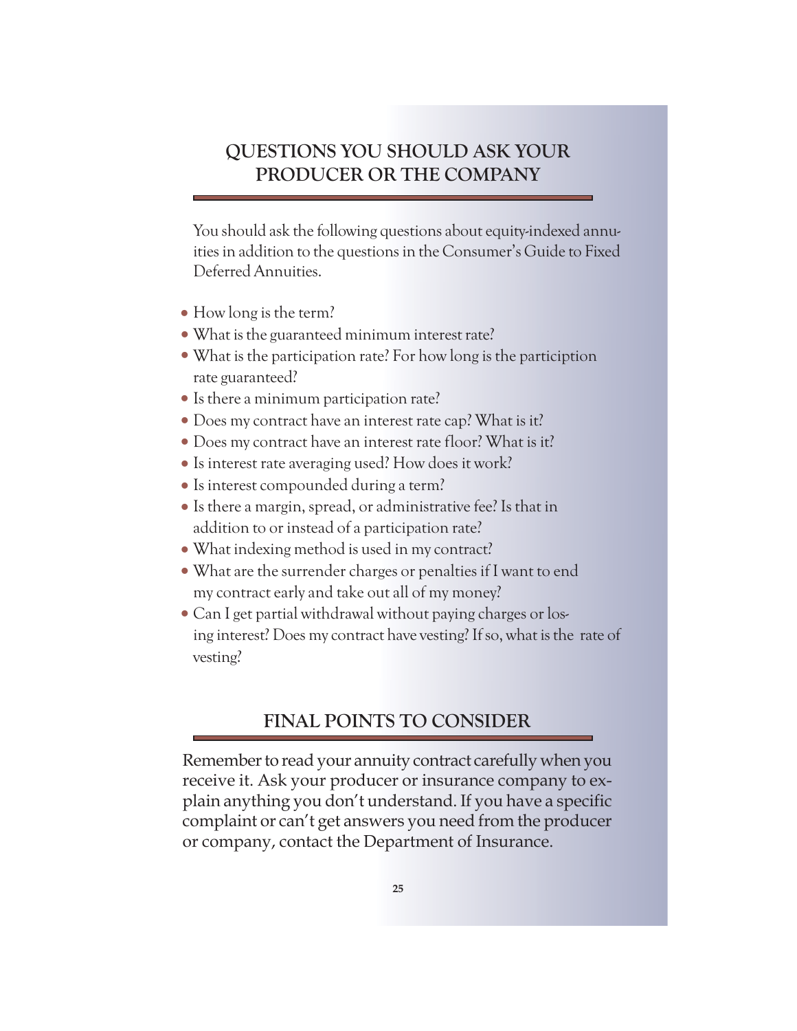## QUESTIONS YOU SHOULD ASK YOUR PRODUCER OR THE COMPANY

You should ask the following questions about equity-indexed annuities in addition to the questions in the Consumer's Guide to Fixed Deferred Annuities.

- How long is the term?
- What is the guaranteed minimum interest rate?
- What is the participation rate? For how long is the particiption rate guaranteed?
- Is there a minimum participation rate?
- Does my contract have an interest rate cap? What is it?
- Does my contract have an interest rate floor? What is it?
- Is interest rate averaging used? How does it work?
- Is interest compounded during a term?
- Is there a margin, spread, or administrative fee? Is that in addition to or instead of a participation rate?
- What indexing method is used in my contract?
- What are the surrender charges or penalties if I want to end my contract early and take out all of my money?
- Can I get partial withdrawal without paying charges or losing interest? Does my contract have vesting? If so, what is the rate of vesting?

## FINAL POINTS TO CONSIDER

Remember to read your annuity contract carefully when you receive it. Ask your producer or insurance company to explain anything you don't understand. If you have a specific complaint or can't get answers you need from the producer or company, contact the Department of Insurance.